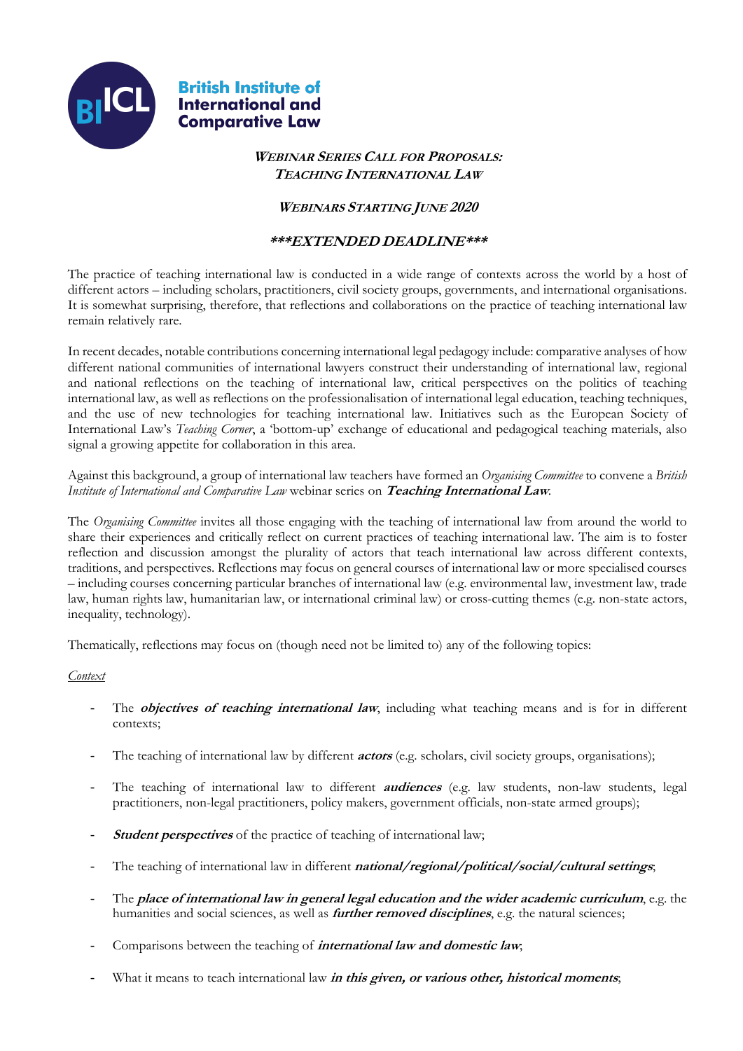**British Institute of International and Comparative Law**

# *Webinar Series Call for Proposals: Teaching International Law*

## *Webinars Starting June 2020*

## ***\*\*\*EXTENDED DEADLINE\*\*\****

The practice of teaching international law is conducted in a wide range of contexts across the world by a host of different actors – including scholars, practitioners, civil society groups, governments, and international organisations. It is somewhat surprising, therefore, that reflections and collaborations on the practice of teaching international law remain relatively rare.

In recent decades, notable contributions concerning international legal pedagogy include: comparative analyses of how different national communities of international lawyers construct their understanding of international law, regional and national reflections on the teaching of international law, critical perspectives on the politics of teaching international law, as well as reflections on the professionalisation of international legal education, teaching techniques, and the use of new technologies for teaching international law. Initiatives such as the European Society of International Law's *Teaching Corner*, a 'bottom-up' exchange of educational and pedagogical teaching materials, also signal a growing appetite for collaboration in this area.

Against this background, a group of international law teachers have formed an *Organising Committee* to convene a *British Institute of International and Comparative Law* webinar series on ***Teaching International Law***.

The *Organising Committee* invites all those engaging with the teaching of international law from around the world to share their experiences and critically reflect on current practices of teaching international law. The aim is to foster reflection and discussion amongst the plurality of actors that teach international law across different contexts, traditions, and perspectives. Reflections may focus on general courses of international law or more specialised courses – including courses concerning particular branches of international law (e.g. environmental law, investment law, trade law, human rights law, humanitarian law, or international criminal law) or cross-cutting themes (e.g. non-state actors, inequality, technology).

Thematically, reflections may focus on (though need not be limited to) any of the following topics:

*Context*

- The ***objectives of teaching international law***, including what teaching means and is for in different contexts;
- The teaching of international law by different ***actors*** (e.g. scholars, civil society groups, organisations);
- The teaching of international law to different ***audiences*** (e.g. law students, non-law students, legal practitioners, non-legal practitioners, policy makers, government officials, non-state armed groups);
- ***Student perspectives*** of the practice of teaching of international law;
- The teaching of international law in different ***national/regional/political/social/cultural settings***;
- The ***place of international law in general legal education and the wider academic curriculum***, e.g. the humanities and social sciences, as well as ***further removed disciplines***, e.g. the natural sciences;
- Comparisons between the teaching of ***international law and domestic law***;
- What it means to teach international law ***in this given, or various other, historical moments***;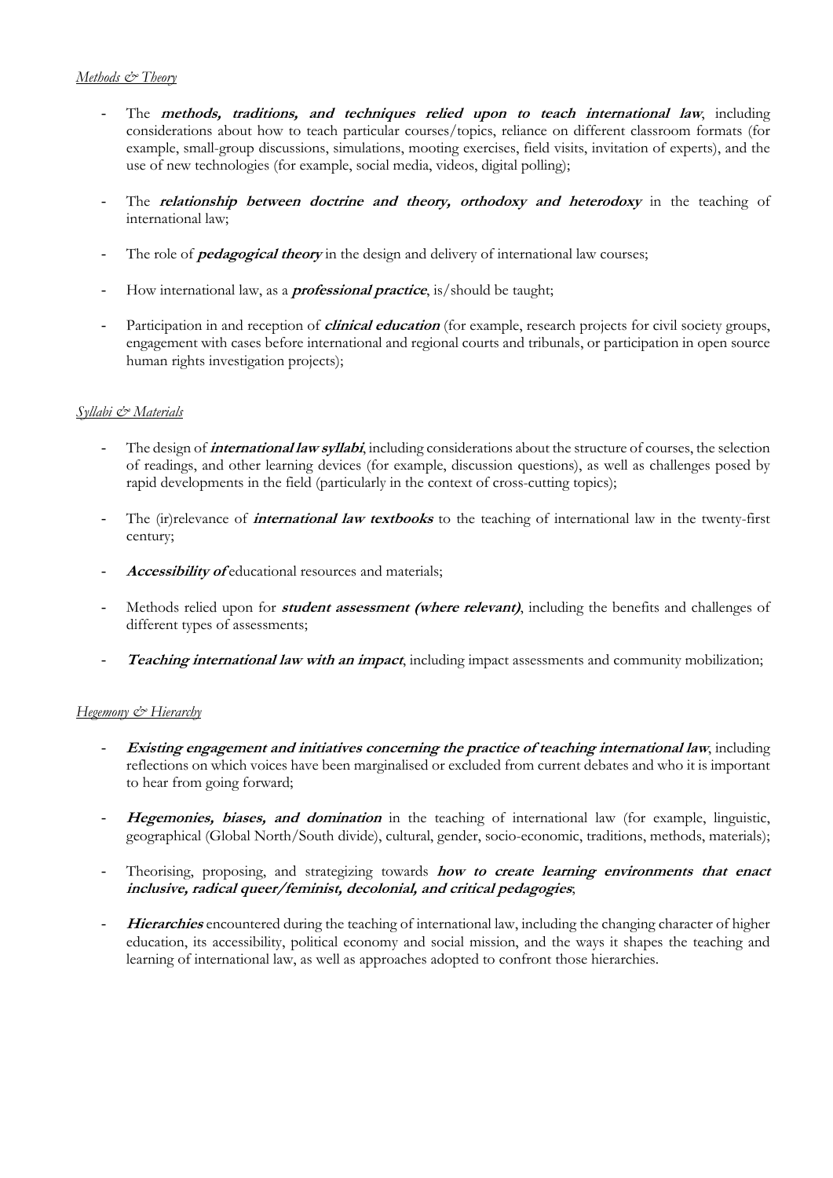*Methods & Theory*

- The ***methods, traditions, and techniques relied upon to teach international law***, including considerations about how to teach particular courses/topics, reliance on different classroom formats (for example, small-group discussions, simulations, mooting exercises, field visits, invitation of experts), and the use of new technologies (for example, social media, videos, digital polling);

- The ***relationship between doctrine and theory, orthodoxy and heterodoxy*** in the teaching of international law;

- The role of ***pedagogical theory*** in the design and delivery of international law courses;

- How international law, as a ***professional practice***, is/should be taught;

- Participation in and reception of ***clinical education*** (for example, research projects for civil society groups, engagement with cases before international and regional courts and tribunals, or participation in open source human rights investigation projects);

*Syllabi & Materials*

- The design of ***international law syllabi***, including considerations about the structure of courses, the selection of readings, and other learning devices (for example, discussion questions), as well as challenges posed by rapid developments in the field (particularly in the context of cross-cutting topics);

- The (ir)relevance of ***international law textbooks*** to the teaching of international law in the twenty-first century;

- ***Accessibility of*** educational resources and materials;

- Methods relied upon for ***student assessment (where relevant)***, including the benefits and challenges of different types of assessments;

- ***Teaching international law with an impact***, including impact assessments and community mobilization;

*Hegemony & Hierarchy*

- ***Existing engagement and initiatives concerning the practice of teaching international law***, including reflections on which voices have been marginalised or excluded from current debates and who it is important to hear from going forward;

- ***Hegemonies, biases, and domination*** in the teaching of international law (for example, linguistic, geographical (Global North/South divide), cultural, gender, socio-economic, traditions, methods, materials);

- Theorising, proposing, and strategizing towards ***how to create learning environments that enact inclusive, radical queer/feminist, decolonial, and critical pedagogies***;

- ***Hierarchies*** encountered during the teaching of international law, including the changing character of higher education, its accessibility, political economy and social mission, and the ways it shapes the teaching and learning of international law, as well as approaches adopted to confront those hierarchies.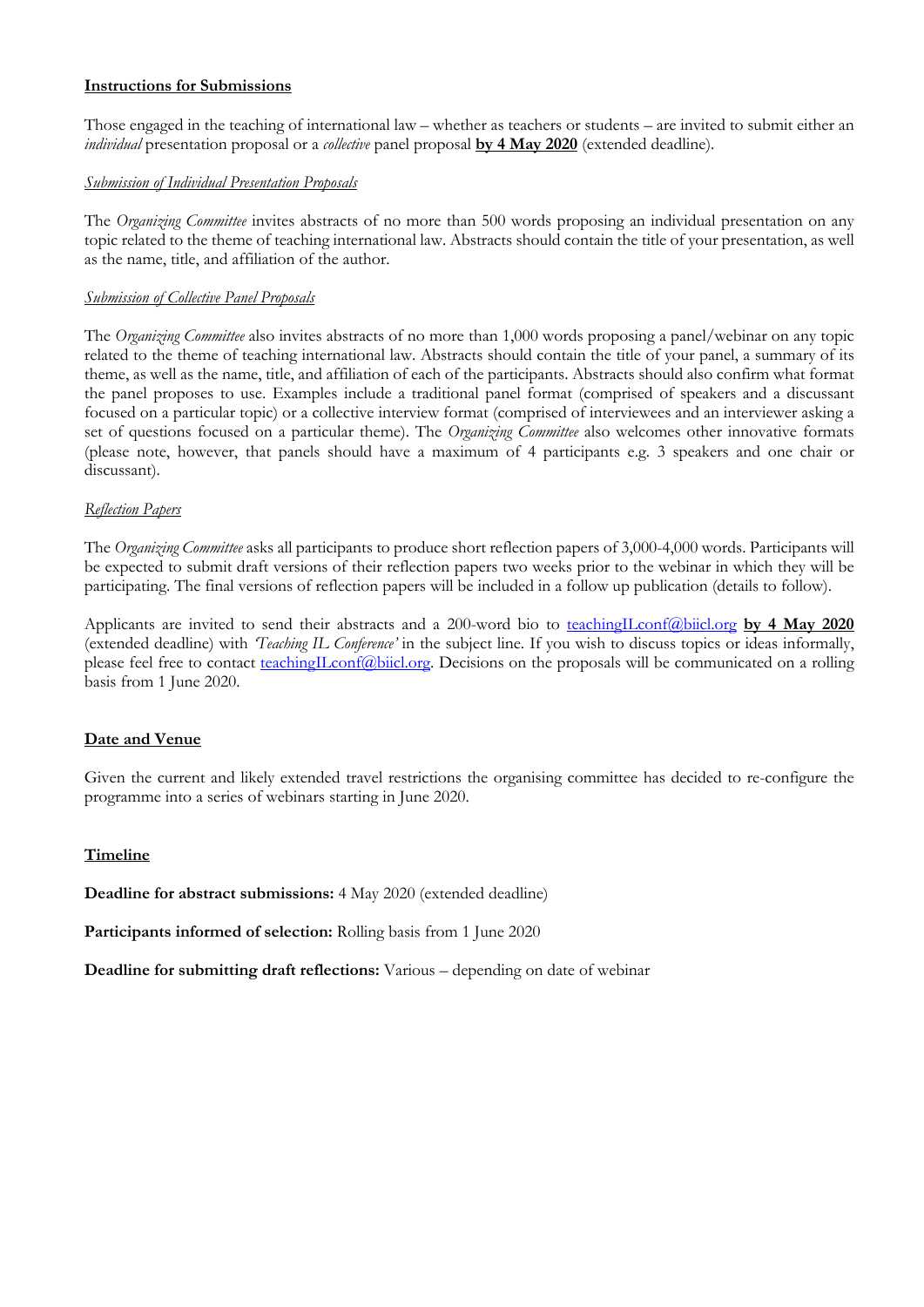## Instructions for Submissions

Those engaged in the teaching of international law – whether as teachers or students – are invited to submit either an *individual* presentation proposal or a *collective* panel proposal **by 4 May 2020** (extended deadline).

### *Submission of Individual Presentation Proposals*

The *Organizing Committee* invites abstracts of no more than 500 words proposing an individual presentation on any topic related to the theme of teaching international law. Abstracts should contain the title of your presentation, as well as the name, title, and affiliation of the author.

### *Submission of Collective Panel Proposals*

The *Organizing Committee* also invites abstracts of no more than 1,000 words proposing a panel/webinar on any topic related to the theme of teaching international law. Abstracts should contain the title of your panel, a summary of its theme, as well as the name, title, and affiliation of each of the participants. Abstracts should also confirm what format the panel proposes to use. Examples include a traditional panel format (comprised of speakers and a discussant focused on a particular topic) or a collective interview format (comprised of interviewees and an interviewer asking a set of questions focused on a particular theme). The *Organizing Committee* also welcomes other innovative formats (please note, however, that panels should have a maximum of 4 participants e.g. 3 speakers and one chair or discussant).

### *Reflection Papers*

The *Organizing Committee* asks all participants to produce short reflection papers of 3,000-4,000 words. Participants will be expected to submit draft versions of their reflection papers two weeks prior to the webinar in which they will be participating. The final versions of reflection papers will be included in a follow up publication (details to follow).

Applicants are invited to send their abstracts and a 200-word bio to teachingILconf@biicl.org **by 4 May 2020** (extended deadline) with *'Teaching IL Conference'* in the subject line. If you wish to discuss topics or ideas informally, please feel free to contact teachingILconf@biicl.org. Decisions on the proposals will be communicated on a rolling basis from 1 June 2020.

## Date and Venue

Given the current and likely extended travel restrictions the organising committee has decided to re-configure the programme into a series of webinars starting in June 2020.

## Timeline

**Deadline for abstract submissions:** 4 May 2020 (extended deadline)

**Participants informed of selection:** Rolling basis from 1 June 2020

**Deadline for submitting draft reflections:** Various – depending on date of webinar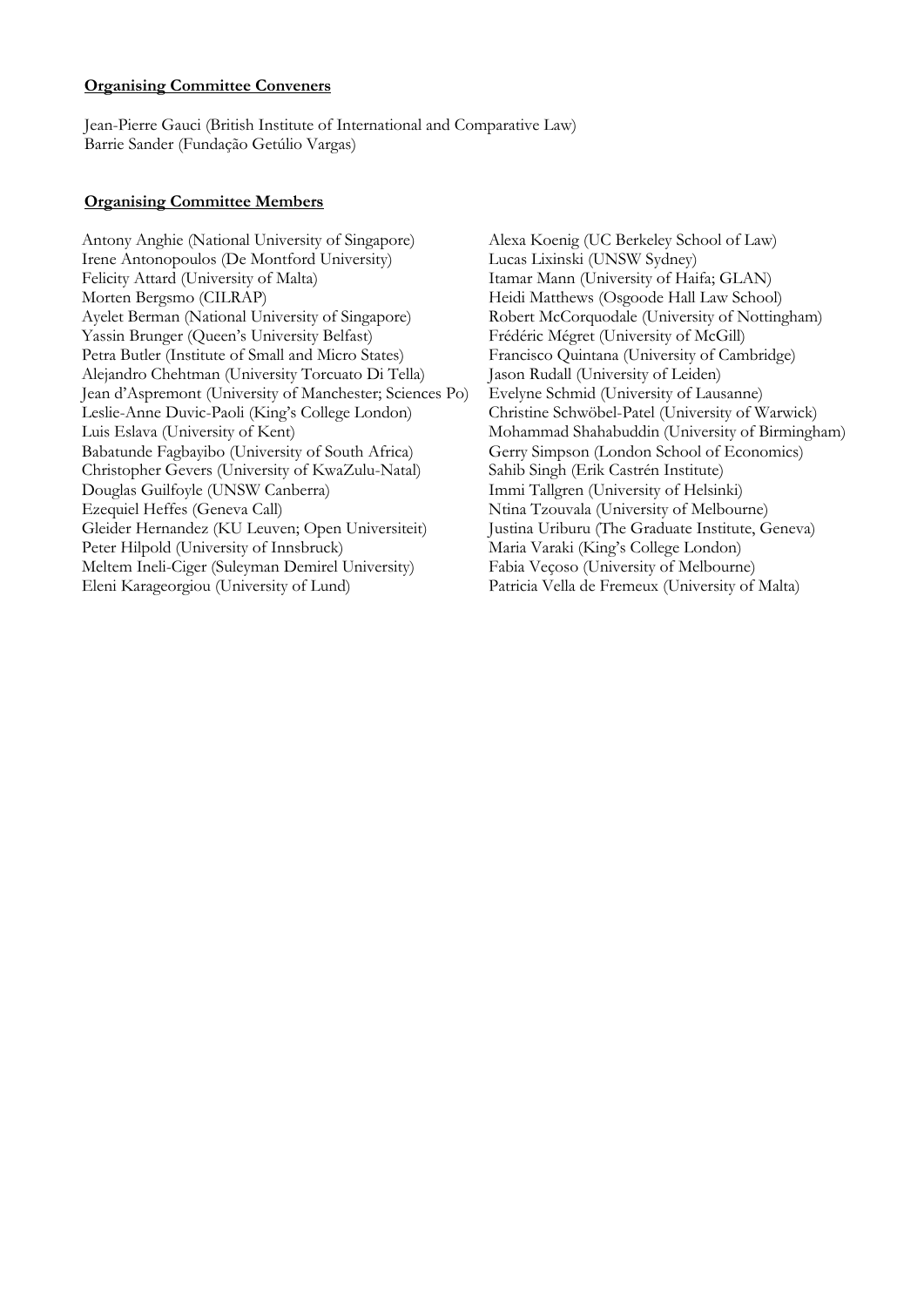**Organising Committee Conveners**

Jean-Pierre Gauci (British Institute of International and Comparative Law)
Barrie Sander (Fundação Getúlio Vargas)

**Organising Committee Members**

Antony Anghie (National University of Singapore)
Irene Antonopoulos (De Montford University)
Felicity Attard (University of Malta)
Morten Bergsmo (CILRAP)
Ayelet Berman (National University of Singapore)
Yassin Brunger (Queen's University Belfast)
Petra Butler (Institute of Small and Micro States)
Alejandro Chehtman (University Torcuato Di Tella)
Jean d'Aspremont (University of Manchester; Sciences Po)
Leslie-Anne Duvic-Paoli (King's College London)
Luis Eslava (University of Kent)
Babatunde Fagbayibo (University of South Africa)
Christopher Gevers (University of KwaZulu-Natal)
Douglas Guilfoyle (UNSW Canberra)
Ezequiel Heffes (Geneva Call)
Gleider Hernandez (KU Leuven; Open Universiteit)
Peter Hilpold (University of Innsbruck)
Meltem Ineli-Ciger (Suleyman Demirel University)
Eleni Karageorgiou (University of Lund)
Alexa Koenig (UC Berkeley School of Law)
Lucas Lixinski (UNSW Sydney)
Itamar Mann (University of Haifa; GLAN)
Heidi Matthews (Osgoode Hall Law School)
Robert McCorquodale (University of Nottingham)
Frédéric Mégret (University of McGill)
Francisco Quintana (University of Cambridge)
Jason Rudall (University of Leiden)
Evelyne Schmid (University of Lausanne)
Christine Schwöbel-Patel (University of Warwick)
Mohammad Shahabuddin (University of Birmingham)
Gerry Simpson (London School of Economics)
Sahib Singh (Erik Castrén Institute)
Immi Tallgren (University of Helsinki)
Ntina Tzouvala (University of Melbourne)
Justina Uriburu (The Graduate Institute, Geneva)
Maria Varaki (King's College London)
Fabia Veçoso (University of Melbourne)
Patricia Vella de Fremeux (University of Malta)